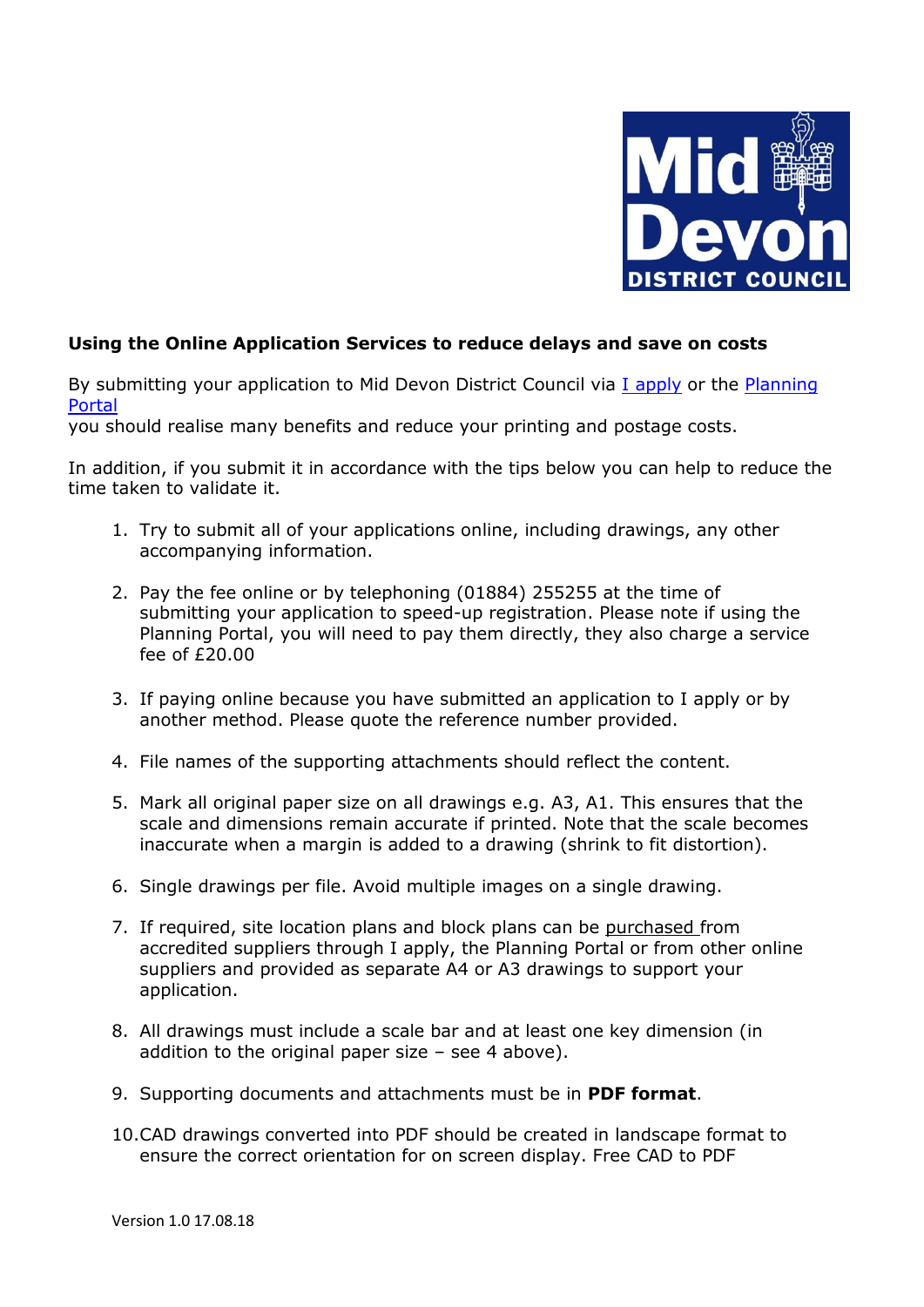**Using the Online Application Services to reduce delays and save on costs**

By submitting your application to Mid Devon District Council via I apply or the Planning Portal
you should realise many benefits and reduce your printing and postage costs.

In addition, if you submit it in accordance with the tips below you can help to reduce the time taken to validate it.

1. Try to submit all of your applications online, including drawings, any other accompanying information.

2. Pay the fee online or by telephoning (01884) 255255 at the time of submitting your application to speed-up registration. Please note if using the Planning Portal, you will need to pay them directly, they also charge a service fee of £20.00

3. If paying online because you have submitted an application to I apply or by another method. Please quote the reference number provided.

4. File names of the supporting attachments should reflect the content.

5. Mark all original paper size on all drawings e.g. A3, A1. This ensures that the scale and dimensions remain accurate if printed. Note that the scale becomes inaccurate when a margin is added to a drawing (shrink to fit distortion).

6. Single drawings per file. Avoid multiple images on a single drawing.

7. If required, site location plans and block plans can be purchased from accredited suppliers through I apply, the Planning Portal or from other online suppliers and provided as separate A4 or A3 drawings to support your application.

8. All drawings must include a scale bar and at least one key dimension (in addition to the original paper size – see 4 above).

9. Supporting documents and attachments must be in **PDF format**.

10. CAD drawings converted into PDF should be created in landscape format to ensure the correct orientation for on screen display. Free CAD to PDF

Version 1.0 17.08.18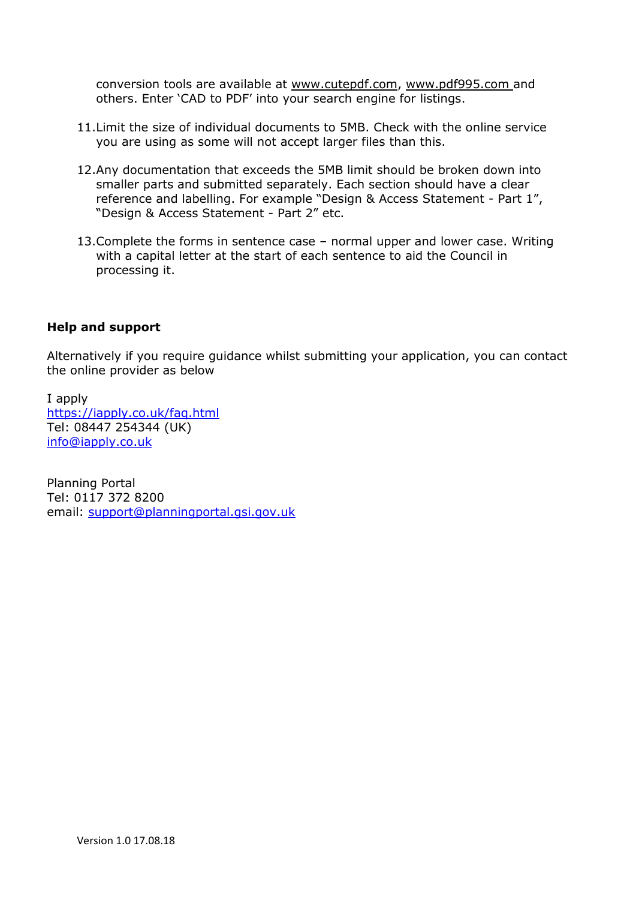conversion tools are available at www.cutepdf.com, www.pdf995.com and others. Enter 'CAD to PDF' into your search engine for listings.

11. Limit the size of individual documents to 5MB. Check with the online service you are using as some will not accept larger files than this.

12. Any documentation that exceeds the 5MB limit should be broken down into smaller parts and submitted separately. Each section should have a clear reference and labelling. For example "Design & Access Statement - Part 1", "Design & Access Statement - Part 2" etc.

13. Complete the forms in sentence case – normal upper and lower case. Writing with a capital letter at the start of each sentence to aid the Council in processing it.

**Help and support**

Alternatively if you require guidance whilst submitting your application, you can contact the online provider as below

I apply  
https://iapply.co.uk/faq.html  
Tel: 08447 254344 (UK)  
info@iapply.co.uk

Planning Portal  
Tel: 0117 372 8200  
email: support@planningportal.gsi.gov.uk

Version 1.0 17.08.18